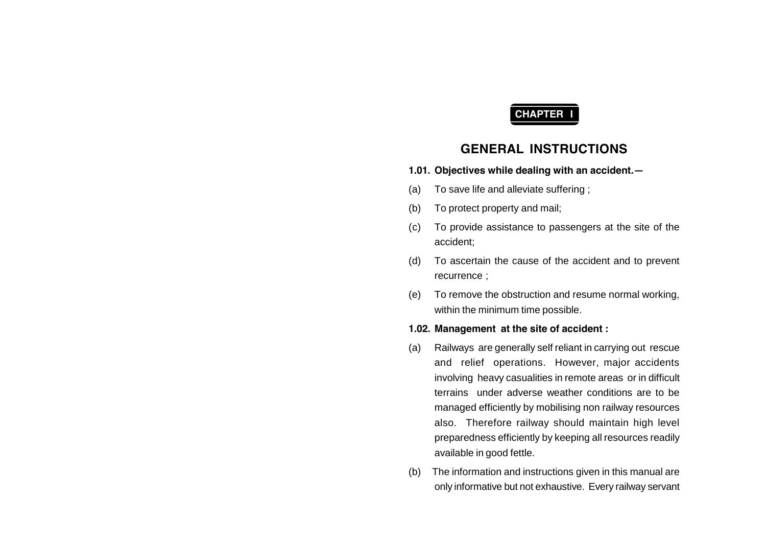**CHAPTER I**

# GENERAL INSTRUCTIONS

**1.01. Objectives while dealing with an accident.—**

(a) To save life and alleviate suffering ;

(b) To protect property and mail;

(c) To provide assistance to passengers at the site of the accident;

(d) To ascertain the cause of the accident and to prevent recurrence ;

(e) To remove the obstruction and resume normal working, within the minimum time possible.

**1.02. Management at the site of accident :**

(a) Railways are generally self reliant in carrying out rescue and relief operations. However, major accidents involving heavy casualities in remote areas or in difficult terrains under adverse weather conditions are to be managed efficiently by mobilising non railway resources also. Therefore railway should maintain high level preparedness efficiently by keeping all resources readily available in good fettle.

(b) The information and instructions given in this manual are only informative but not exhaustive. Every railway servant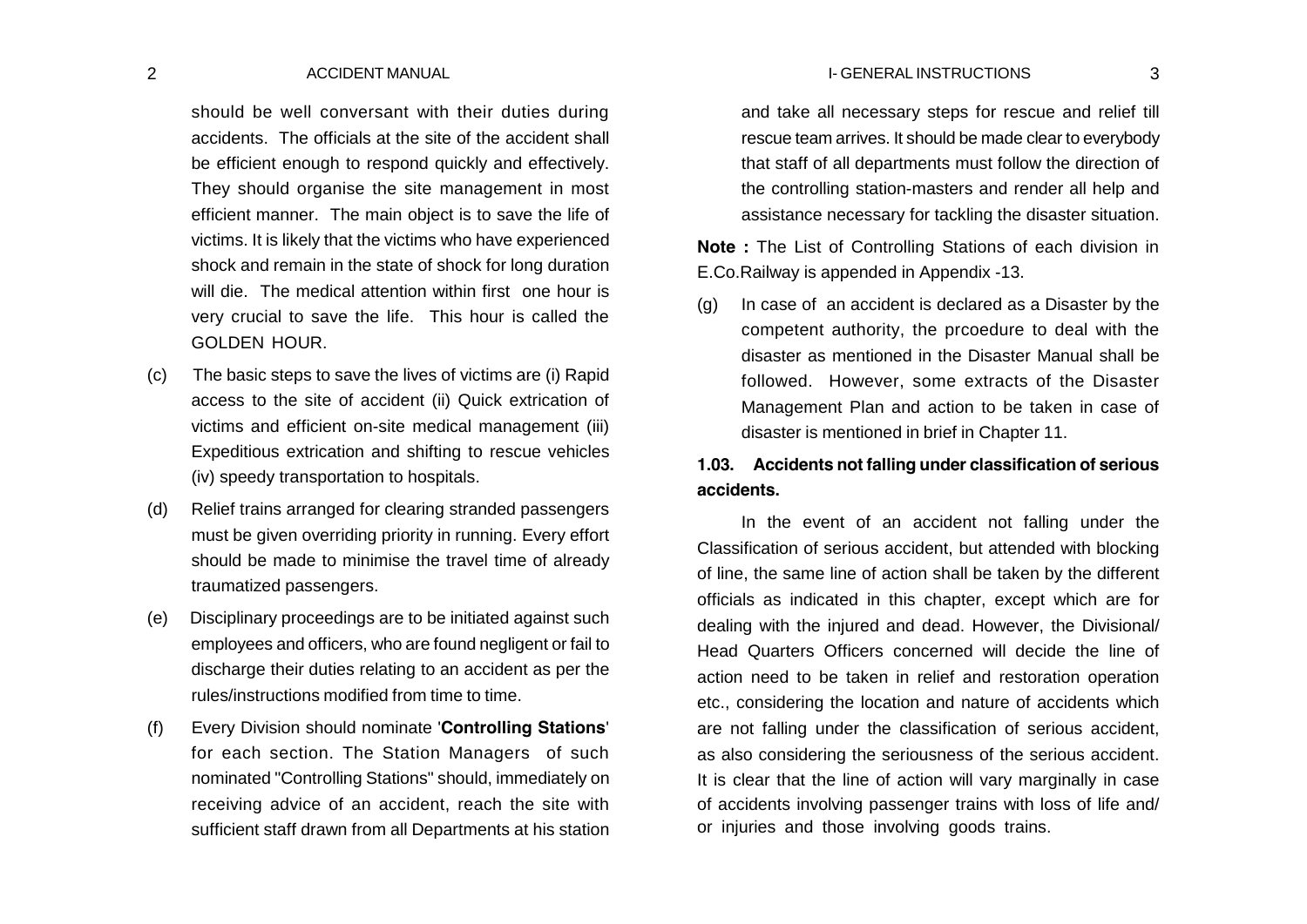should be well conversant with their duties during accidents. The officials at the site of the accident shall be efficient enough to respond quickly and effectively. They should organise the site management in most efficient manner. The main object is to save the life of victims. It is likely that the victims who have experienced shock and remain in the state of shock for long duration will die. The medical attention within first one hour is very crucial to save the life. This hour is called the GOLDEN HOUR.

(c) The basic steps to save the lives of victims are (i) Rapid access to the site of accident (ii) Quick extrication of victims and efficient on-site medical management (iii) Expeditious extrication and shifting to rescue vehicles (iv) speedy transportation to hospitals.

(d) Relief trains arranged for clearing stranded passengers must be given overriding priority in running. Every effort should be made to minimise the travel time of already traumatized passengers.

(e) Disciplinary proceedings are to be initiated against such employees and officers, who are found negligent or fail to discharge their duties relating to an accident as per the rules/instructions modified from time to time.

(f) Every Division should nominate '**Controlling Stations**' for each section. The Station Managers of such nominated "Controlling Stations" should, immediately on receiving advice of an accident, reach the site with sufficient staff drawn from all Departments at his station and take all necessary steps for rescue and relief till rescue team arrives. It should be made clear to everybody that staff of all departments must follow the direction of the controlling station-masters and render all help and assistance necessary for tackling the disaster situation.

**Note :** The List of Controlling Stations of each division in E.Co.Railway is appended in Appendix -13.

(g) In case of an accident is declared as a Disaster by the competent authority, the prcoedure to deal with the disaster as mentioned in the Disaster Manual shall be followed. However, some extracts of the Disaster Management Plan and action to be taken in case of disaster is mentioned in brief in Chapter 11.

### 1.03. Accidents not falling under classification of serious accidents.

In the event of an accident not falling under the Classification of serious accident, but attended with blocking of line, the same line of action shall be taken by the different officials as indicated in this chapter, except which are for dealing with the injured and dead. However, the Divisional/ Head Quarters Officers concerned will decide the line of action need to be taken in relief and restoration operation etc., considering the location and nature of accidents which are not falling under the classification of serious accident, as also considering the seriousness of the serious accident. It is clear that the line of action will vary marginally in case of accidents involving passenger trains with loss of life and/ or injuries and those involving goods trains.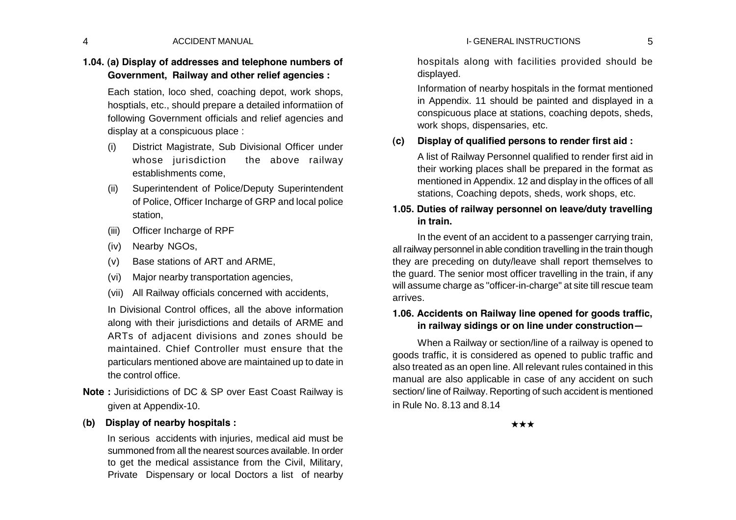**1.04. (a) Display of addresses and telephone numbers of Government, Railway and other relief agencies :**

Each station, loco shed, coaching depot, work shops, hosptials, etc., should prepare a detailed informatiion of following Government officials and relief agencies and display at a conspicuous place :

(i) District Magistrate, Sub Divisional Officer under whose jurisdiction the above railway establishments come,

(ii) Superintendent of Police/Deputy Superintendent of Police, Officer Incharge of GRP and local police station,

(iii) Officer Incharge of RPF

(iv) Nearby NGOs,

(v) Base stations of ART and ARME,

(vi) Major nearby transportation agencies,

(vii) All Railway officials concerned with accidents,

In Divisional Control offices, all the above information along with their jurisdictions and details of ARME and ARTs of adjacent divisions and zones should be maintained. Chief Controller must ensure that the particulars mentioned above are maintained up to date in the control office.

**Note :** Jurisidictions of DC & SP over East Coast Railway is given at Appendix-10.

**(b) Display of nearby hospitals :**

In serious accidents with injuries, medical aid must be summoned from all the nearest sources available. In order to get the medical assistance from the Civil, Military, Private Dispensary or local Doctors a list of nearby hospitals along with facilities provided should be displayed.

Information of nearby hospitals in the format mentioned in Appendix. 11 should be painted and displayed in a conspicuous place at stations, coaching depots, sheds, work shops, dispensaries, etc.

**(c) Display of qualified persons to render first aid :**

A list of Railway Personnel qualified to render first aid in their working places shall be prepared in the format as mentioned in Appendix. 12 and display in the offices of all stations, Coaching depots, sheds, work shops, etc.

**1.05. Duties of railway personnel on leave/duty travelling in train.**

In the event of an accident to a passenger carrying train, all railway personnel in able condition travelling in the train though they are preceding on duty/leave shall report themselves to the guard. The senior most officer travelling in the train, if any will assume charge as "officer-in-charge" at site till rescue team arrives.

**1.06. Accidents on Railway line opened for goods traffic, in railway sidings or on line under construction—**

When a Railway or section/line of a railway is opened to goods traffic, it is considered as opened to public traffic and also treated as an open line. All relevant rules contained in this manual are also applicable in case of any accident on such section/ line of Railway. Reporting of such accident is mentioned in Rule No. 8.13 and 8.14

★★★